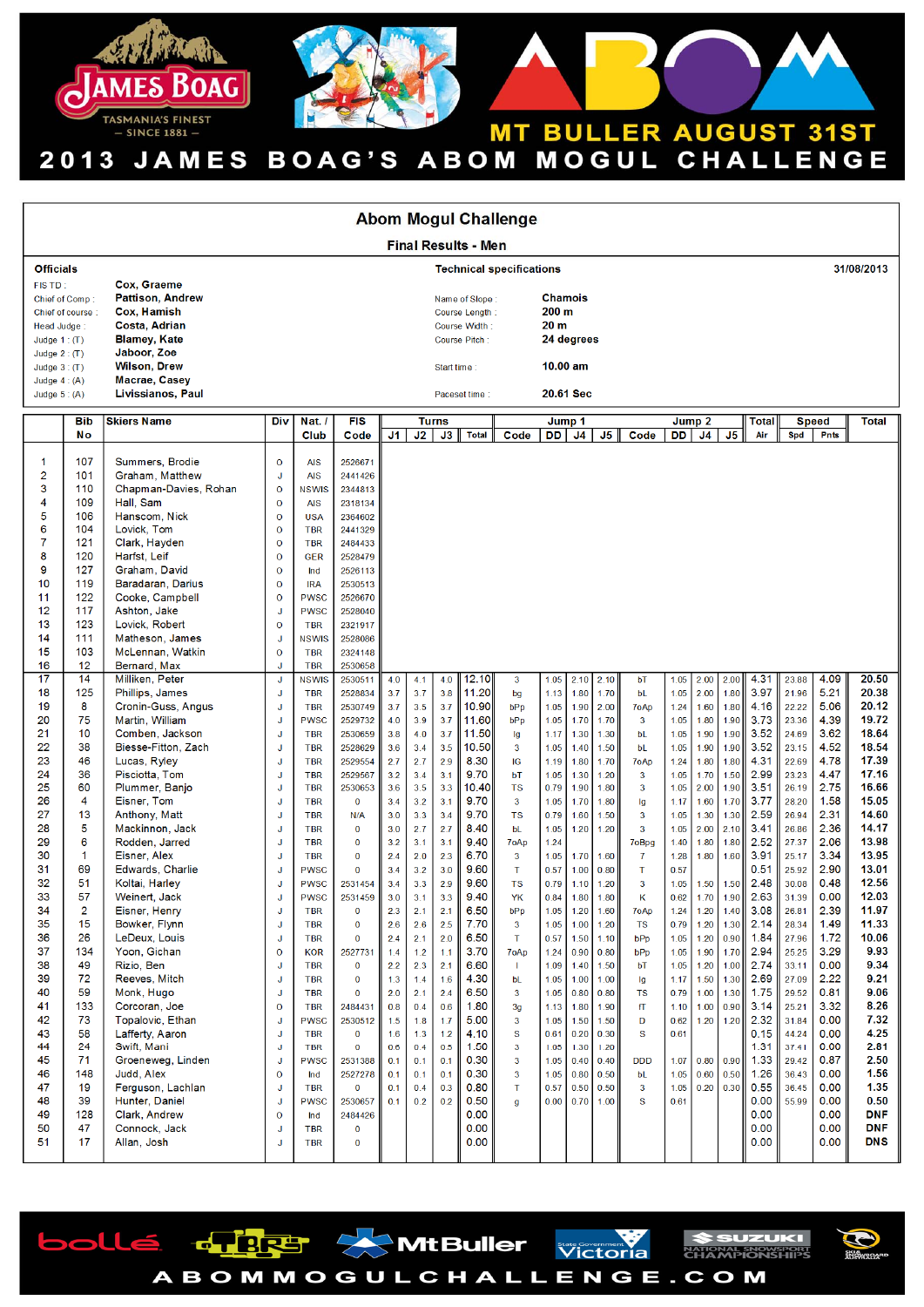# 2013 JAMES BOAG'S ABOM MOGUL CHALLENGE

JAMES BOAG — TASMANIA'S FINEST — SINCE 1881

MT BULLER AUGUST 31ST

## Abom Mogul Challenge

### Final Results - Men

**Officials**

| | |
|---|---|
| FIS TD : | Cox, Graeme |
| Chief of Comp : | Pattison, Andrew |
| Chief of course : | Cox, Hamish |
| Head Judge : | Costa, Adrian |
| Judge 1 : (T) | Blamey, Kate |
| Judge 2 : (T) | Jaboor, Zoe |
| Judge 3 : (T) | Wilson, Drew |
| Judge 4 : (A) | Macrae, Casey |
| Judge 5 : (A) | Livissianos, Paul |

**Technical specifications** — 31/08/2013

| | |
|---|---|
| Name of Slope : | Chamois |
| Course Length : | 200 m |
| Course Width : | 20 m |
| Course Pitch : | 24 degrees |
| Start time : | 10.00 am |
| Pacesetime : | 20.61 Sec |

| | Bib No | Skiers Name | Div | Nat. / Club | FIS Code | Turns J1 | J2 | J3 | Total | Jump 1 Code | DD | J4 | J5 | Jump 2 Code | DD | J4 | J5 | Total Air | Speed Spd | Pnts | Total |
|---|---|---|---|---|---|---|---|---|---|---|---|---|---|---|---|---|---|---|---|---|---|
| 1 | 107 | Summers, Brodie | O | AIS | 2526671 | | | | | | | | | | | | | | | | |
| 2 | 101 | Graham, Matthew | J | AIS | 2441426 | | | | | | | | | | | | | | | | |
| 3 | 110 | Chapman-Davies, Rohan | O | NSWIS | 2344813 | | | | | | | | | | | | | | | | |
| 4 | 109 | Hall, Sam | O | AIS | 2318134 | | | | | | | | | | | | | | | | |
| 5 | 106 | Hanscom, Nick | O | USA | 2364602 | | | | | | | | | | | | | | | | |
| 6 | 104 | Lovick, Tom | O | TBR | 2441329 | | | | | | | | | | | | | | | | |
| 7 | 121 | Clark, Hayden | O | TBR | 2484433 | | | | | | | | | | | | | | | | |
| 8 | 120 | Harfst, Leif | O | GER | 2528479 | | | | | | | | | | | | | | | | |
| 9 | 127 | Graham, David | O | Ind | 2526113 | | | | | | | | | | | | | | | | |
| 10 | 119 | Baradaran, Darius | O | IRA | 2530513 | | | | | | | | | | | | | | | | |
| 11 | 122 | Cooke, Campbell | O | PWSC | 2526670 | | | | | | | | | | | | | | | | |
| 12 | 117 | Ashton, Jake | J | PWSC | 2528040 | | | | | | | | | | | | | | | | |
| 13 | 123 | Lovick, Robert | O | TBR | 2321917 | | | | | | | | | | | | | | | | |
| 14 | 111 | Matheson, James | J | NSWIS | 2528086 | | | | | | | | | | | | | | | | |
| 15 | 103 | McLennan, Watkin | O | TBR | 2324148 | | | | | | | | | | | | | | | | |
| 16 | 12 | Bernard, Max | J | TBR | 2530658 | | | | | | | | | | | | | | | | |
| 17 | 14 | Milliken, Peter | J | NSWIS | 2530511 | 4.0 | 4.1 | 4.0 | 12.10 | 3 | 1.05 | 2.10 | 2.10 | bT | 1.05 | 2.00 | 2.00 | 4.31 | 23.88 | 4.09 | 20.50 |
| 18 | 125 | Phillips, James | J | TBR | 2528834 | 3.7 | 3.7 | 3.8 | 11.20 | bg | 1.13 | 1.80 | 1.70 | bL | 1.05 | 2.00 | 1.80 | 3.97 | 21.96 | 5.21 | 20.38 |
| 19 | 8 | Cronin-Guss, Angus | J | TBR | 2530749 | 3.7 | 3.5 | 3.7 | 10.90 | bPp | 1.05 | 1.90 | 2.00 | 7oAp | 1.24 | 1.60 | 1.80 | 4.16 | 22.22 | 5.06 | 20.12 |
| 20 | 75 | Martin, William | J | PWSC | 2529732 | 4.0 | 3.9 | 3.7 | 11.60 | bPp | 1.05 | 1.70 | 1.70 | 3 | 1.05 | 1.80 | 1.90 | 3.73 | 23.36 | 4.39 | 19.72 |
| 21 | 10 | Comben, Jackson | J | TBR | 2530659 | 3.8 | 4.0 | 3.7 | 11.50 | Ig | 1.17 | 1.30 | 1.30 | bL | 1.05 | 1.90 | 1.90 | 3.52 | 24.69 | 3.62 | 18.64 |
| 22 | 38 | Biesse-Fitton, Zach | J | TBR | 2528629 | 3.6 | 3.4 | 3.5 | 10.50 | 3 | 1.05 | 1.40 | 1.50 | bL | 1.05 | 1.90 | 1.90 | 3.52 | 23.15 | 4.52 | 18.54 |
| 23 | 46 | Lucas, Ryley | J | TBR | 2529554 | 2.7 | 2.7 | 2.9 | 8.30 | IG | 1.19 | 1.80 | 1.70 | 7oAp | 1.24 | 1.80 | 1.80 | 4.31 | 22.69 | 4.78 | 17.39 |
| 24 | 36 | Pisciotta, Tom | J | TBR | 2529567 | 3.2 | 3.4 | 3.1 | 9.70 | bT | 1.05 | 1.30 | 1.20 | 3 | 1.05 | 1.70 | 1.50 | 2.99 | 23.23 | 4.47 | 17.16 |
| 25 | 60 | Plummer, Banjo | J | TBR | 2530653 | 3.6 | 3.5 | 3.3 | 10.40 | TS | 0.79 | 1.90 | 1.80 | 3 | 1.05 | 2.00 | 1.90 | 3.51 | 26.19 | 2.75 | 16.66 |
| 26 | 4 | Eisner, Tom | J | TBR | 0 | 3.4 | 3.2 | 3.1 | 9.70 | 3 | 1.05 | 1.70 | 1.80 | Ig | 1.17 | 1.60 | 1.70 | 3.77 | 28.20 | 1.58 | 15.05 |
| 27 | 13 | Anthony, Matt | J | TBR | N/A | 3.0 | 3.3 | 3.4 | 9.70 | TS | 0.79 | 1.60 | 1.50 | 3 | 1.05 | 1.30 | 1.30 | 2.59 | 26.94 | 2.31 | 14.60 |
| 28 | 5 | Mackinnon, Jack | J | TBR | 0 | 3.0 | 2.7 | 2.7 | 8.40 | bL | 1.05 | 1.20 | 1.20 | 3 | 1.05 | 2.00 | 2.10 | 3.41 | 26.86 | 2.36 | 14.17 |
| 29 | 6 | Rodden, Jarred | J | TBR | 0 | 3.2 | 3.1 | 3.1 | 9.40 | 7oAp | 1.24 | | | 7oBpg | 1.40 | 1.80 | 1.80 | 2.52 | 27.37 | 2.06 | 13.98 |
| 30 | 1 | Eisner, Alex | J | TBR | 0 | 2.4 | 2.0 | 2.3 | 6.70 | 3 | 1.05 | 1.70 | 1.60 | 7 | 1.28 | 1.80 | 1.60 | 3.91 | 25.17 | 3.34 | 13.95 |
| 31 | 69 | Edwards, Charlie | J | PWSC | 0 | 3.4 | 3.2 | 3.0 | 9.60 | T | 0.57 | 1.00 | 0.80 | T | 0.57 | | | 0.51 | 25.92 | 2.90 | 13.01 |
| 32 | 51 | Koltai, Harley | J | PWSC | 2531454 | 3.4 | 3.3 | 2.9 | 9.60 | TS | 0.79 | 1.10 | 1.20 | 3 | 1.05 | 1.50 | 1.50 | 2.48 | 30.08 | 0.48 | 12.56 |
| 33 | 57 | Weinert, Jack | J | PWSC | 2531459 | 3.0 | 3.1 | 3.3 | 9.40 | YK | 0.84 | 1.80 | 1.80 | K | 0.62 | 1.70 | 1.90 | 2.63 | 31.39 | 0.00 | 12.03 |
| 34 | 2 | Eisner, Henry | J | TBR | 0 | 2.3 | 2.1 | 2.1 | 6.50 | bPp | 1.05 | 1.20 | 1.60 | 7oAp | 1.24 | 1.20 | 1.40 | 3.08 | 26.81 | 2.39 | 11.97 |
| 35 | 15 | Bowker, Flynn | J | TBR | 0 | 2.6 | 2.6 | 2.5 | 7.70 | 3 | 1.05 | 1.00 | 1.20 | TS | 0.79 | 1.20 | 1.30 | 2.14 | 28.34 | 1.49 | 11.33 |
| 36 | 26 | LeDeux, Louis | J | TBR | 0 | 2.4 | 2.1 | 2.0 | 6.50 | T | 0.57 | 1.50 | 1.10 | bPp | 1.05 | 1.20 | 0.90 | 1.84 | 27.96 | 1.72 | 10.06 |
| 37 | 134 | Yoon, Gichan | O | KOR | 2527731 | 1.4 | 1.2 | 1.1 | 3.70 | 7oAp | 1.24 | 0.90 | 0.80 | bPp | 1.05 | 1.90 | 1.70 | 2.94 | 25.25 | 3.29 | 9.93 |
| 38 | 49 | Rizio, Ben | J | TBR | 0 | 2.2 | 2.3 | 2.1 | 6.60 | I | 1.09 | 1.40 | 1.50 | bT | 1.05 | 1.20 | 1.00 | 2.74 | 33.11 | 0.00 | 9.34 |
| 39 | 72 | Reeves, Mitch | J | TBR | 0 | 1.3 | 1.4 | 1.6 | 4.30 | bL | 1.05 | 1.00 | 1.00 | Ig | 1.17 | 1.50 | 1.30 | 2.69 | 27.09 | 2.22 | 9.21 |
| 40 | 59 | Monk, Hugo | J | TBR | 0 | 2.0 | 2.1 | 2.4 | 6.50 | 3 | 1.05 | 0.80 | 0.80 | TS | 0.79 | 1.00 | 1.30 | 1.75 | 29.52 | 0.81 | 9.06 |
| 41 | 133 | Corcoran, Joe | O | TBR | 2484431 | 0.8 | 0.4 | 0.6 | 1.80 | 3g | 1.13 | 1.80 | 1.90 | fT | 1.10 | 1.00 | 0.90 | 3.14 | 25.21 | 3.32 | 8.26 |
| 42 | 73 | Topalovic, Ethan | J | PWSC | 2530512 | 1.5 | 1.8 | 1.7 | 5.00 | 3 | 1.05 | 1.50 | 1.50 | D | 0.62 | 1.20 | 1.20 | 2.32 | 31.84 | 0.00 | 7.32 |
| 43 | 58 | Lafferty, Aaron | J | TBR | 0 | 1.6 | 1.3 | 1.2 | 4.10 | S | 0.61 | 0.20 | 0.30 | S | 0.61 | | | 0.15 | 44.24 | 0.00 | 4.25 |
| 44 | 24 | Swift, Mani | J | TBR | 0 | 0.6 | 0.4 | 0.5 | 1.50 | 3 | 1.05 | 1.30 | 1.20 | | | | | 1.31 | 37.41 | 0.00 | 2.81 |
| 45 | 71 | Groeneweg, Linden | J | PWSC | 2531388 | 0.1 | 0.1 | 0.1 | 0.30 | 3 | 1.05 | 0.40 | 0.40 | DDD | 1.07 | 0.80 | 0.90 | 1.33 | 29.42 | 0.87 | 2.50 |
| 46 | 148 | Judd, Alex | O | Ind | 2527278 | 0.1 | 0.1 | 0.1 | 0.30 | 3 | 1.05 | 0.80 | 0.50 | bL | 1.05 | 0.60 | 0.50 | 1.26 | 36.43 | 0.00 | 1.56 |
| 47 | 19 | Ferguson, Lachlan | J | TBR | 0 | 0.1 | 0.4 | 0.3 | 0.80 | T | 0.57 | 0.50 | 0.50 | 3 | 1.05 | 0.20 | 0.30 | 0.55 | 36.45 | 0.00 | 1.35 |
| 48 | 39 | Hunter, Daniel | J | PWSC | 2530657 | 0.1 | 0.2 | 0.2 | 0.50 | g | 0.00 | 0.70 | 1.00 | S | 0.61 | | | 0.00 | 55.99 | 0.00 | 0.50 |
| 49 | 128 | Clark, Andrew | O | Ind | 2484426 | | | | 0.00 | | | | | | | | | 0.00 | | 0.00 | DNF |
| 50 | 47 | Connock, Jack | J | TBR | 0 | | | | 0.00 | | | | | | | | | 0.00 | | 0.00 | DNF |
| 51 | 17 | Allan, Josh | J | TBR | 0 | | | | 0.00 | | | | | | | | | 0.00 | | 0.00 | DNS |

ABOMMOGULCHALLENGE.COM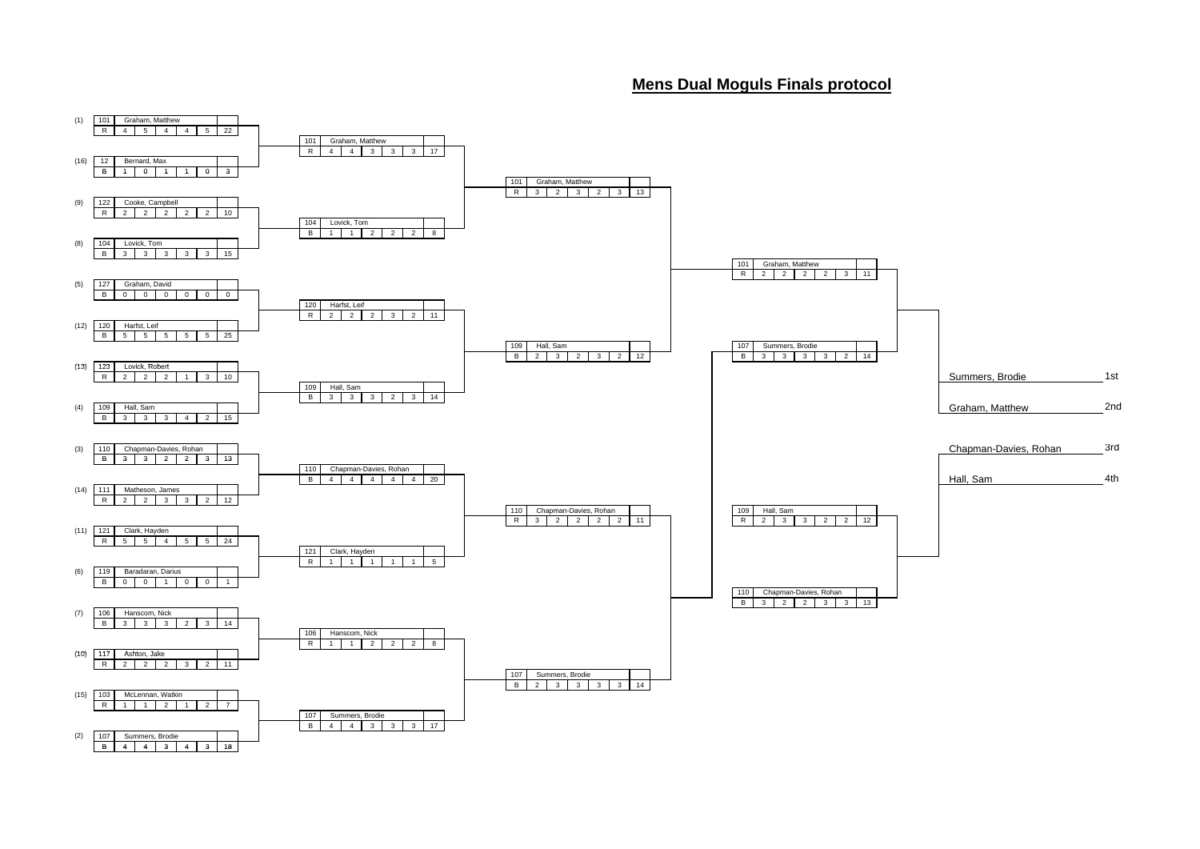# Mens Dual Moguls Finals protocol

## Round of 16

| Seed | Bib | Name | Course | J1 | J2 | J3 | J4 | J5 | Total |
|---|---|---|---|---|---|---|---|---|---|
| (1) | 101 | Graham, Matthew | R | 4 | 5 | 4 | 4 | 5 | 22 |
| (16) | 12 | Bernard, Max | B | 1 | 0 | 1 | 1 | 0 | 3 |
| (9) | 122 | Cooke, Campbell | R | 2 | 2 | 2 | 2 | 2 | 10 |
| (8) | 104 | Lovick, Tom | B | 3 | 3 | 3 | 3 | 3 | 15 |
| (5) | 127 | Graham, David | B | 0 | 0 | 0 | 0 | 0 | 0 |
| (12) | 120 | Harfst, Leif | B | 5 | 5 | 5 | 5 | 5 | 25 |
| (13) | 123 | Lovick, Robert | R | 2 | 2 | 2 | 1 | 3 | 10 |
| (4) | 109 | Hall, Sam | B | 3 | 3 | 3 | 4 | 2 | 15 |
| (3) | 110 | Chapman-Davies, Rohan | B | 3 | 3 | 2 | 2 | 3 | 13 |
| (14) | 111 | Matheson, James | R | 2 | 2 | 3 | 3 | 2 | 12 |
| (11) | 121 | Clark, Hayden | R | 5 | 5 | 4 | 5 | 5 | 24 |
| (6) | 119 | Baradaran, Darius | B | 0 | 0 | 1 | 0 | 0 | 1 |
| (7) | 106 | Hanscom, Nick | B | 3 | 3 | 3 | 2 | 3 | 14 |
| (10) | 117 | Ashton, Jake | R | 2 | 2 | 2 | 3 | 2 | 11 |
| (15) | 103 | McLennan, Watkin | R | 1 | 1 | 2 | 1 | 2 | 7 |
| (2) | 107 | Summers, Brodie | B | 4 | 4 | 3 | 4 | 3 | 18 |

## Quarterfinals

| Bib | Name | Course | J1 | J2 | J3 | J4 | J5 | Total |
|---|---|---|---|---|---|---|---|---|
| 101 | Graham, Matthew | R | 4 | 4 | 3 | 3 | 3 | 17 |
| 104 | Lovick, Tom | B | 1 | 1 | 2 | 2 | 2 | 8 |
| 120 | Harfst, Leif | R | 2 | 2 | 2 | 3 | 2 | 11 |
| 109 | Hall, Sam | B | 3 | 3 | 3 | 2 | 3 | 14 |
| 110 | Chapman-Davies, Rohan | B | 4 | 4 | 4 | 4 | 4 | 20 |
| 121 | Clark, Hayden | R | 1 | 1 | 1 | 1 | 1 | 5 |
| 106 | Hanscom, Nick | R | 1 | 1 | 2 | 2 | 2 | 8 |
| 107 | Summers, Brodie | B | 4 | 4 | 3 | 3 | 3 | 17 |

## Semifinals

| Bib | Name | Course | J1 | J2 | J3 | J4 | J5 | Total |
|---|---|---|---|---|---|---|---|---|
| 101 | Graham, Matthew | R | 3 | 2 | 3 | 2 | 3 | 13 |
| 109 | Hall, Sam | B | 2 | 3 | 2 | 3 | 2 | 12 |
| 110 | Chapman-Davies, Rohan | R | 3 | 2 | 2 | 2 | 2 | 11 |
| 107 | Summers, Brodie | B | 2 | 3 | 3 | 3 | 3 | 14 |

## Big Final

| Bib | Name | Course | J1 | J2 | J3 | J4 | J5 | Total |
|---|---|---|---|---|---|---|---|---|
| 101 | Graham, Matthew | R | 2 | 2 | 2 | 2 | 3 | 11 |
| 107 | Summers, Brodie | B | 3 | 3 | 3 | 3 | 2 | 14 |

## Small Final

| Bib | Name | Course | J1 | J2 | J3 | J4 | J5 | Total |
|---|---|---|---|---|---|---|---|---|
| 109 | Hall, Sam | R | 2 | 3 | 3 | 2 | 2 | 12 |
| 110 | Chapman-Davies, Rohan | B | 3 | 2 | 2 | 3 | 3 | 13 |

## Final Ranking

| Name | Rank |
|---|---|
| Summers, Brodie | 1st |
| Graham, Matthew | 2nd |
| Chapman-Davies, Rohan | 3rd |
| Hall, Sam | 4th |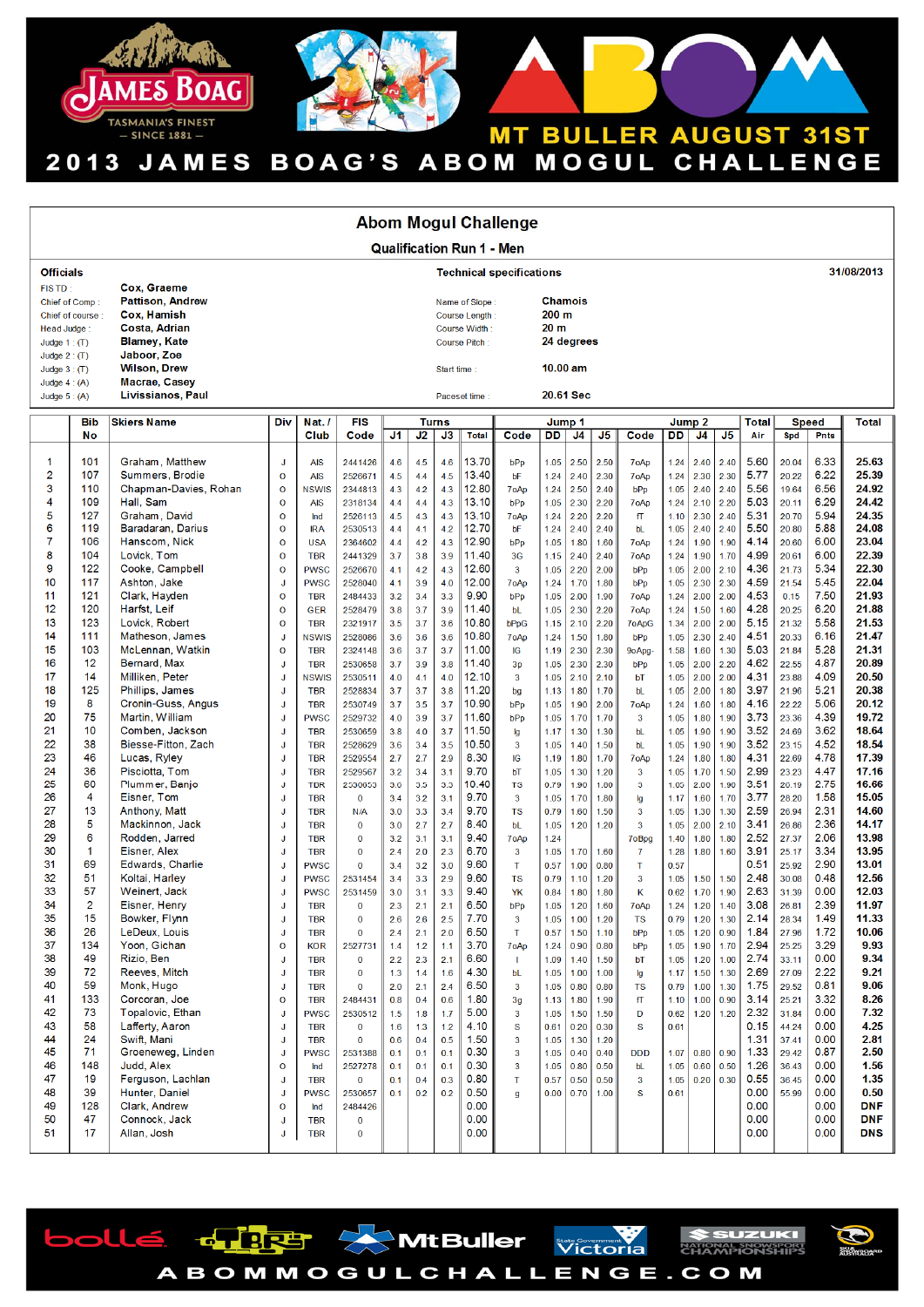# 2013 JAMES BOAG'S ABOM MOGUL CHALLENGE

MT BULLER AUGUST 31ST

## Abom Mogul Challenge

### Qualification Run 1 - Men

**Officials**

| | |
|---|---|
| FIS TD : | Cox, Graeme |
| Chief of Comp : | Pattison, Andrew |
| Chief of course : | Cox, Hamish |
| Head Judge : | Costa, Adrian |
| Judge 1 : (T) | Blamey, Kate |
| Judge 2 : (T) | Jaboor, Zoe |
| Judge 3 : (T) | Wilson, Drew |
| Judge 4 : (A) | Macrae, Casey |
| Judge 5 : (A) | Livissianos, Paul |

**Technical specifications** 31/08/2013

| | |
|---|---|
| Name of Slope : | Chamois |
| Course Length : | 200 m |
| Course Width : | 20 m |
| Course Pitch : | 24 degrees |
| Start time : | 10.00 am |
| Paceset time : | 20.61 Sec |

| | Bib | Skiers Name | Div | Nat. / | FIS | Turns | | | | Jump 1 | | | | Jump 2 | | | | Total | Speed | | Total |
|---|---|---|---|---|---|---|---|---|---|---|---|---|---|---|---|---|---|---|---|---|---|
| | No | | | Club | Code | J1 | J2 | J3 | Total | Code | DD | J4 | J5 | Code | DD | J4 | J5 | Air | Spd | Pnts | |
| 1 | 101 | Graham, Matthew | J | AIS | 2441426 | 4.6 | 4.5 | 4.6 | 13.70 | bPp | 1.05 | 2.50 | 2.50 | 7oAp | 1.24 | 2.40 | 2.40 | 5.60 | 20.04 | 6.33 | 25.63 |
| 2 | 107 | Summers, Brodie | O | AIS | 2526671 | 4.5 | 4.4 | 4.5 | 13.40 | bF | 1.24 | 2.40 | 2.30 | 7oAp | 1.24 | 2.30 | 2.30 | 5.77 | 20.22 | 6.22 | 25.39 |
| 3 | 110 | Chapman-Davies, Rohan | O | NSWIS | 2344813 | 4.3 | 4.2 | 4.3 | 12.80 | 7oAp | 1.24 | 2.50 | 2.40 | bPp | 1.05 | 2.40 | 2.40 | 5.56 | 19.64 | 6.56 | 24.92 |
| 4 | 109 | Hall, Sam | O | AIS | 2318134 | 4.4 | 4.4 | 4.3 | 13.10 | bPp | 1.05 | 2.30 | 2.20 | 7oAp | 1.24 | 2.10 | 2.20 | 5.03 | 20.11 | 6.29 | 24.42 |
| 5 | 127 | Graham, David | O | Ind | 2526113 | 4.5 | 4.3 | 4.3 | 13.10 | 7oAp | 1.24 | 2.20 | 2.20 | fT | 1.10 | 2.30 | 2.30 | 5.31 | 20.70 | 5.94 | 24.35 |
| 6 | 119 | Baradaran, Darius | O | IRA | 2530513 | 4.4 | 4.1 | 4.2 | 12.70 | bF | 1.24 | 2.40 | 2.40 | bL | 1.05 | 2.40 | 2.40 | 5.50 | 20.80 | 5.88 | 24.08 |
| 7 | 106 | Hanscom, Nick | O | USA | 2364602 | 4.4 | 4.2 | 4.3 | 12.90 | bPp | 1.05 | 1.80 | 1.60 | 7oAp | 1.24 | 1.90 | 1.90 | 4.14 | 20.60 | 6.00 | 23.04 |
| 8 | 104 | Lovick, Tom | O | TBR | 2441329 | 3.7 | 3.8 | 3.9 | 11.40 | 3G | 1.15 | 2.40 | 2.40 | 7oAp | 1.24 | 1.90 | 1.70 | 4.99 | 20.61 | 6.00 | 22.39 |
| 9 | 122 | Cooke, Campbell | O | PWSC | 2526670 | 4.1 | 4.2 | 4.3 | 12.60 | 3 | 1.05 | 2.20 | 2.00 | bPp | 1.05 | 2.00 | 2.10 | 4.36 | 21.73 | 5.34 | 22.30 |
| 10 | 117 | Ashton, Jake | J | PWSC | 2528040 | 4.1 | 3.9 | 4.0 | 12.00 | 7oAp | 1.24 | 1.70 | 1.80 | bPp | 1.05 | 2.30 | 2.30 | 4.59 | 21.54 | 5.45 | 22.04 |
| 11 | 121 | Clark, Hayden | O | TBR | 2484433 | 3.2 | 3.4 | 3.3 | 9.90 | bPp | 1.05 | 2.00 | 1.90 | 7oAp | 1.24 | 2.00 | 2.00 | 4.53 | 0.15 | 7.50 | 21.93 |
| 12 | 120 | Harfst, Leif | O | GER | 2528479 | 3.8 | 3.7 | 3.9 | 11.40 | bL | 1.05 | 2.20 | 2.20 | 7oAp | 1.24 | 1.50 | 1.60 | 4.28 | 20.25 | 6.20 | 21.88 |
| 13 | 123 | Lovick, Robert | O | TBR | 2321917 | 3.5 | 3.7 | 3.6 | 10.80 | bPpG | 1.15 | 2.10 | 2.20 | 7oApG | 1.34 | 2.00 | 2.00 | 5.15 | 21.32 | 5.58 | 21.53 |
| 14 | 111 | Matheson, James | J | NSWIS | 2528086 | 3.6 | 3.6 | 3.6 | 10.80 | 7oAp | 1.24 | 1.50 | 1.80 | bPp | 1.05 | 2.30 | 2.40 | 4.51 | 20.33 | 6.16 | 21.47 |
| 15 | 103 | McLennan, Watkin | O | TBR | 2324148 | 3.6 | 3.7 | 3.7 | 11.00 | lG | 1.19 | 2.30 | 2.30 | 9oApp- | 1.58 | 1.60 | 1.30 | 5.03 | 21.84 | 5.28 | 21.31 |
| 16 | 12 | Bernard, Max | J | TBR | 2530658 | 3.7 | 3.9 | 3.8 | 11.40 | 3p | 1.05 | 2.30 | 2.30 | bPp | 1.05 | 2.00 | 2.20 | 4.62 | 22.55 | 4.87 | 20.89 |
| 17 | 14 | Milliken, Peter | J | NSWIS | 2530511 | 4.0 | 4.1 | 4.0 | 12.10 | 3 | 1.05 | 2.10 | 2.10 | bT | 1.05 | 2.00 | 2.00 | 4.31 | 23.88 | 4.09 | 20.50 |
| 18 | 125 | Phillips, James | J | TBR | 2528834 | 3.7 | 3.7 | 3.8 | 11.20 | bg | 1.13 | 1.80 | 1.70 | bL | 1.05 | 2.00 | 1.80 | 3.97 | 21.96 | 5.21 | 20.38 |
| 19 | 8 | Cronin-Guss, Angus | J | TBR | 2530749 | 3.7 | 3.5 | 3.7 | 10.90 | bPp | 1.05 | 1.90 | 2.00 | 7oAp | 1.24 | 1.60 | 1.80 | 4.16 | 22.22 | 5.06 | 20.12 |
| 20 | 75 | Martin, William | J | PWSC | 2529732 | 4.0 | 3.9 | 3.7 | 11.60 | bPp | 1.05 | 1.70 | 1.70 | 3 | 1.05 | 1.80 | 1.90 | 3.73 | 23.36 | 4.39 | 19.72 |
| 21 | 10 | Comben, Jackson | J | TBR | 2530659 | 3.8 | 4.0 | 3.7 | 11.50 | lg | 1.17 | 1.30 | 1.30 | bL | 1.05 | 1.90 | 1.90 | 3.52 | 24.69 | 3.62 | 18.64 |
| 22 | 38 | Biesse-Fitton, Zach | J | TBR | 2528629 | 3.6 | 3.4 | 3.5 | 10.50 | 3 | 1.05 | 1.40 | 1.50 | bL | 1.05 | 1.90 | 1.90 | 3.52 | 23.15 | 4.52 | 18.54 |
| 23 | 46 | Lucas, Ryley | J | TBR | 2529554 | 2.7 | 2.7 | 2.9 | 8.30 | lG | 1.19 | 1.80 | 1.70 | 7oAp | 1.24 | 1.80 | 1.80 | 4.31 | 22.69 | 4.78 | 17.39 |
| 24 | 36 | Pisciotta, Tom | J | TBR | 2529567 | 3.2 | 3.4 | 3.1 | 9.70 | bT | 1.05 | 1.30 | 1.20 | 3 | 1.05 | 1.70 | 1.50 | 2.99 | 23.23 | 4.47 | 17.16 |
| 25 | 60 | Plummer, Banjo | J | TBR | 2530053 | 3.6 | 3.5 | 3.3 | 10.40 | TS | 0.79 | 1.90 | 1.00 | 3 | 1.05 | 2.00 | 1.90 | 3.51 | 26.19 | 2.75 | 16.66 |
| 26 | 4 | Eisner, Tom | J | TBR | 0 | 3.4 | 3.2 | 3.1 | 9.70 | 3 | 1.05 | 1.70 | 1.80 | lg | 1.17 | 1.60 | 1.70 | 3.77 | 28.20 | 1.58 | 15.05 |
| 27 | 13 | Anthony, Matt | J | TBR | N/A | 3.0 | 3.3 | 3.4 | 9.70 | TS | 0.79 | 1.60 | 1.50 | 3 | 1.05 | 1.30 | 1.30 | 2.59 | 26.94 | 2.31 | 14.60 |
| 28 | 5 | Mackinnon, Jack | J | TBR | 0 | 3.0 | 2.7 | 2.7 | 8.40 | bL | 1.05 | 1.20 | 1.20 | 3 | 1.05 | 2.00 | 2.10 | 3.41 | 26.86 | 2.36 | 14.17 |
| 29 | 6 | Rodden, Jarred | J | TBR | 0 | 3.2 | 3.1 | 3.1 | 9.40 | 7oAp | 1.24 | | | 7oBpg | 1.40 | 1.80 | 1.80 | 2.52 | 27.37 | 2.06 | 13.98 |
| 30 | 1 | Eisner, Alex | J | TBR | 0 | 2.4 | 2.0 | 2.3 | 6.70 | 3 | 1.05 | 1.70 | 1.60 | 7 | 1.28 | 1.80 | 1.60 | 3.91 | 25.17 | 3.34 | 13.95 |
| 31 | 69 | Edwards, Charlie | J | PWSC | 0 | 3.4 | 3.2 | 3.0 | 9.60 | T | 0.57 | 1.00 | 0.80 | T | 0.57 | | | 0.51 | 25.92 | 2.90 | 13.01 |
| 32 | 51 | Koltai, Harley | J | PWSC | 2531454 | 3.4 | 3.3 | 2.9 | 9.60 | TS | 0.79 | 1.10 | 1.20 | 3 | 1.05 | 1.50 | 1.50 | 2.48 | 30.08 | 0.48 | 12.56 |
| 33 | 57 | Weinert, Jack | J | PWSC | 2531459 | 3.0 | 3.1 | 3.3 | 9.40 | YK | 0.84 | 1.80 | 1.80 | K | 0.62 | 1.70 | 1.90 | 2.63 | 31.39 | 0.00 | 12.03 |
| 34 | 2 | Eisner, Henry | J | TBR | 0 | 2.3 | 2.1 | 2.1 | 6.50 | bPp | 1.05 | 1.20 | 1.60 | 7oAp | 1.24 | 1.20 | 1.40 | 3.08 | 26.81 | 2.39 | 11.97 |
| 35 | 15 | Bowker, Flynn | J | TBR | 0 | 2.6 | 2.6 | 2.5 | 7.70 | 3 | 1.05 | 1.00 | 1.20 | TS | 0.79 | 1.20 | 1.30 | 2.14 | 28.34 | 1.49 | 11.33 |
| 36 | 26 | LeDeux, Louis | J | TBR | 0 | 2.4 | 2.1 | 2.0 | 6.50 | T | 0.57 | 1.50 | 1.10 | bPp | 1.05 | 1.20 | 0.90 | 1.84 | 27.96 | 1.72 | 10.06 |
| 37 | 134 | Yoon, Gichan | O | KOR | 2527731 | 1.4 | 1.2 | 1.1 | 3.70 | 7oAp | 1.24 | 0.90 | 0.80 | bPp | 1.05 | 1.90 | 1.70 | 2.94 | 25.25 | 3.29 | 9.93 |
| 38 | 49 | Rizio, Ben | J | TBR | 0 | 2.2 | 2.3 | 2.1 | 6.60 | 1 | 1.09 | 1.40 | 1.50 | bT | 1.05 | 1.20 | 1.00 | 2.74 | 33.11 | 0.00 | 9.34 |
| 39 | 72 | Reeves, Mitch | J | TBR | 0 | 1.3 | 1.4 | 1.6 | 4.30 | bL | 1.05 | 1.00 | 1.00 | lg | 1.17 | 1.50 | 1.30 | 2.69 | 27.09 | 2.22 | 9.21 |
| 40 | 59 | Monk, Hugo | J | TBR | 0 | 2.0 | 2.1 | 2.4 | 6.50 | 3 | 1.05 | 0.80 | 0.80 | TS | 0.79 | 1.00 | 1.30 | 1.75 | 29.52 | 0.81 | 9.06 |
| 41 | 133 | Corcoran, Joe | O | TBR | 2484431 | 0.8 | 0.4 | 0.6 | 1.80 | 3g | 1.13 | 1.80 | 1.90 | fT | 1.10 | 1.00 | 0.90 | 3.14 | 25.21 | 3.32 | 8.26 |
| 42 | 73 | Topalovic, Ethan | J | PWSC | 2530512 | 1.5 | 1.8 | 1.7 | 5.00 | 3 | 1.05 | 1.50 | 1.50 | D | 0.62 | 1.20 | 1.20 | 2.32 | 31.84 | 0.00 | 7.32 |
| 43 | 58 | Lafferty, Aaron | J | TBR | 0 | 1.6 | 1.3 | 1.2 | 4.10 | S | 0.61 | 0.20 | 0.30 | S | 0.61 | | | 0.15 | 44.24 | 0.00 | 4.25 |
| 44 | 24 | Swift, Mani | J | TBR | 0 | 0.6 | 0.4 | 0.5 | 1.50 | 3 | 1.05 | 1.30 | 1.20 | | | | | 1.31 | 37.41 | 0.00 | 2.81 |
| 45 | 71 | Groeneweg, Linden | J | PWSC | 2531388 | 0.1 | 0.1 | 0.1 | 0.30 | 3 | 1.05 | 0.40 | 0.40 | DDD | 1.07 | 0.80 | 0.90 | 1.33 | 29.42 | 0.87 | 2.50 |
| 46 | 148 | Judd, Alex | O | Ind | 2527278 | 0.1 | 0.1 | 0.1 | 0.30 | 3 | 1.05 | 0.80 | 0.50 | bL | 1.05 | 0.60 | 0.50 | 1.26 | 36.43 | 0.00 | 1.56 |
| 47 | 19 | Ferguson, Lachlan | J | TBR | 0 | 0.1 | 0.4 | 0.3 | 0.80 | T | 0.57 | 0.50 | 0.50 | 3 | 1.05 | 0.20 | 0.30 | 0.55 | 36.45 | 0.00 | 1.35 |
| 48 | 39 | Hunter, Daniel | J | PWSC | 2530657 | 0.1 | 0.2 | 0.2 | 0.50 | g | 0.00 | 0.70 | 1.00 | S | 0.61 | | | 0.00 | 55.99 | 0.00 | 0.50 |
| 49 | 128 | Clark, Andrew | O | Ind | 2484426 | | | | 0.00 | | | | | | | | | 0.00 | | 0.00 | DNF |
| 50 | 47 | Connock, Jack | J | TBR | 0 | | | | 0.00 | | | | | | | | | 0.00 | | 0.00 | DNF |
| 51 | 17 | Allan, Josh | J | TBR | 0 | | | | 0.00 | | | | | | | | | 0.00 | | 0.00 | DNS |

ABOMMOGULCHALLENGE.COM